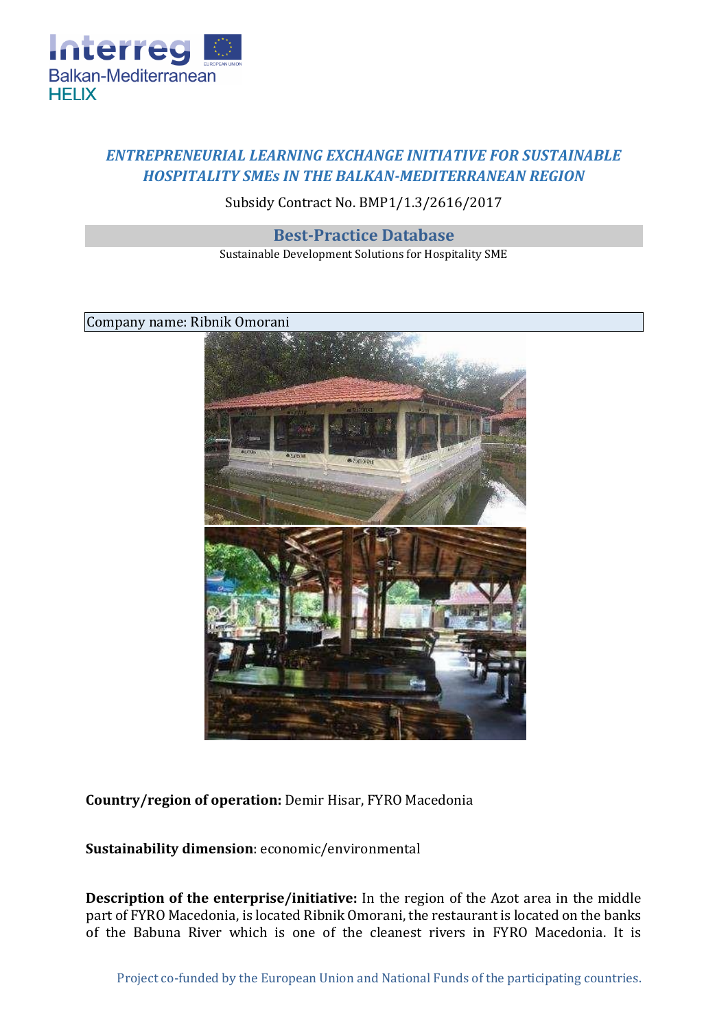***ENTREPRENEURIAL LEARNING EXCHANGE INITIATIVE FOR SUSTAINABLE HOSPITALITY SMEs IN THE BALKAN-MEDITERRANEAN REGION***

Subsidy Contract No. BMP1/1.3/2616/2017

## Best-Practice Database

Sustainable Development Solutions for Hospitality SME

Company name: Ribnik Omorani

**Country/region of operation:** Demir Hisar, FYRO Macedonia

**Sustainability dimension**: economic/environmental

**Description of the enterprise/initiative:** In the region of the Azot area in the middle part of FYRO Macedonia, is located Ribnik Omorani, the restaurant is located on the banks of the Babuna River which is one of the cleanest rivers in FYRO Macedonia. It is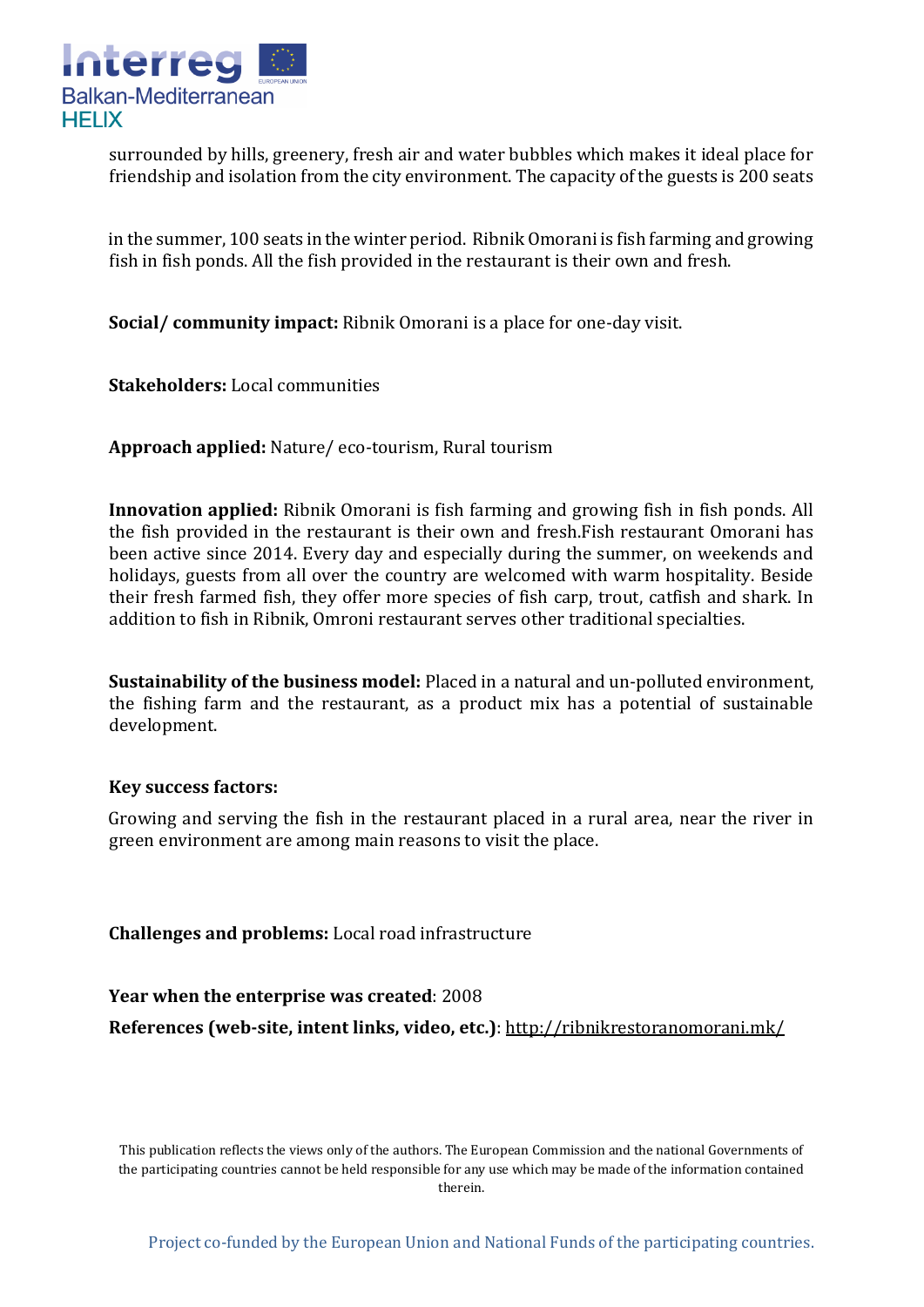surrounded by hills, greenery, fresh air and water bubbles which makes it ideal place for friendship and isolation from the city environment. The capacity of the guests is 200 seats

in the summer, 100 seats in the winter period. Ribnik Omorani is fish farming and growing fish in fish ponds. All the fish provided in the restaurant is their own and fresh.

**Social/ community impact:** Ribnik Omorani is a place for one-day visit.

**Stakeholders:** Local communities

**Approach applied:** Nature/ eco-tourism, Rural tourism

**Innovation applied:** Ribnik Omorani is fish farming and growing fish in fish ponds. All the fish provided in the restaurant is their own and fresh.Fish restaurant Omorani has been active since 2014. Every day and especially during the summer, on weekends and holidays, guests from all over the country are welcomed with warm hospitality. Beside their fresh farmed fish, they offer more species of fish carp, trout, catfish and shark. In addition to fish in Ribnik, Omroni restaurant serves other traditional specialties.

**Sustainability of the business model:** Placed in a natural and un-polluted environment, the fishing farm and the restaurant, as a product mix has a potential of sustainable development.

**Key success factors:**

Growing and serving the fish in the restaurant placed in a rural area, near the river in green environment are among main reasons to visit the place.

**Challenges and problems:** Local road infrastructure

**Year when the enterprise was created**: 2008

**References (web-site, intent links, video, etc.)**: http://ribnikrestoranomorani.mk/

This publication reflects the views only of the authors. The European Commission and the national Governments of the participating countries cannot be held responsible for any use which may be made of the information contained therein.